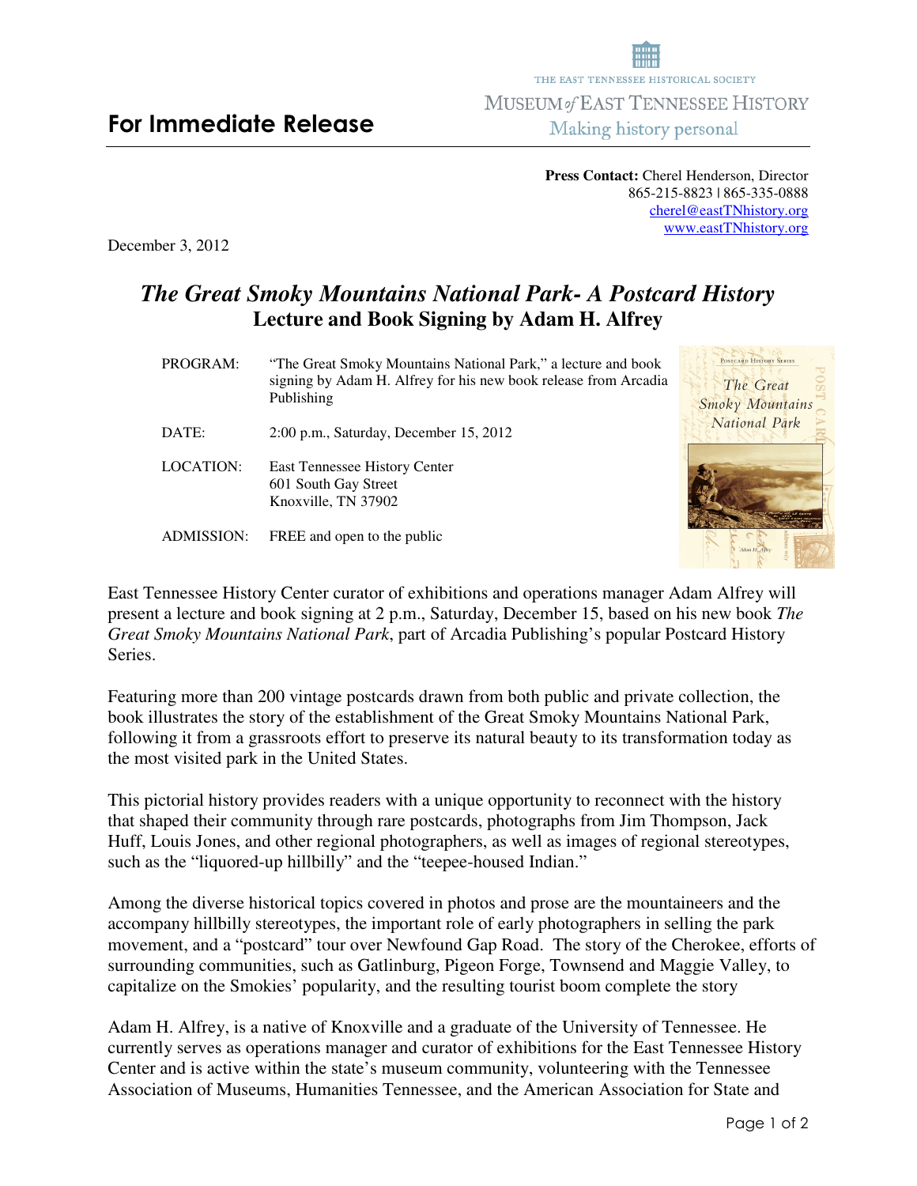THE EAST TENNESSEE HISTORICAL SOCIETY
MUSEUM of EAST TENNESSEE HISTORY
Making history personal

# For Immediate Release

**Press Contact:** Cherel Henderson, Director
865-215-8823 | 865-335-0888
cherel@eastTNhistory.org
www.eastTNhistory.org

December 3, 2012

## *The Great Smoky Mountains National Park- A Postcard History*
## Lecture and Book Signing by Adam H. Alfrey

| | |
|---|---|
| PROGRAM: | "The Great Smoky Mountains National Park," a lecture and book signing by Adam H. Alfrey for his new book release from Arcadia Publishing |
| DATE: | 2:00 p.m., Saturday, December 15, 2012 |
| LOCATION: | East Tennessee History Center<br>601 South Gay Street<br>Knoxville, TN 37902 |
| ADMISSION: | FREE and open to the public |

East Tennessee History Center curator of exhibitions and operations manager Adam Alfrey will present a lecture and book signing at 2 p.m., Saturday, December 15, based on his new book *The Great Smoky Mountains National Park*, part of Arcadia Publishing's popular Postcard History Series.

Featuring more than 200 vintage postcards drawn from both public and private collection, the book illustrates the story of the establishment of the Great Smoky Mountains National Park, following it from a grassroots effort to preserve its natural beauty to its transformation today as the most visited park in the United States.

This pictorial history provides readers with a unique opportunity to reconnect with the history that shaped their community through rare postcards, photographs from Jim Thompson, Jack Huff, Louis Jones, and other regional photographers, as well as images of regional stereotypes, such as the "liquored-up hillbilly" and the "teepee-housed Indian."

Among the diverse historical topics covered in photos and prose are the mountaineers and the accompany hillbilly stereotypes, the important role of early photographers in selling the park movement, and a "postcard" tour over Newfound Gap Road. The story of the Cherokee, efforts of surrounding communities, such as Gatlinburg, Pigeon Forge, Townsend and Maggie Valley, to capitalize on the Smokies' popularity, and the resulting tourist boom complete the story

Adam H. Alfrey, is a native of Knoxville and a graduate of the University of Tennessee. He currently serves as operations manager and curator of exhibitions for the East Tennessee History Center and is active within the state's museum community, volunteering with the Tennessee Association of Museums, Humanities Tennessee, and the American Association for State and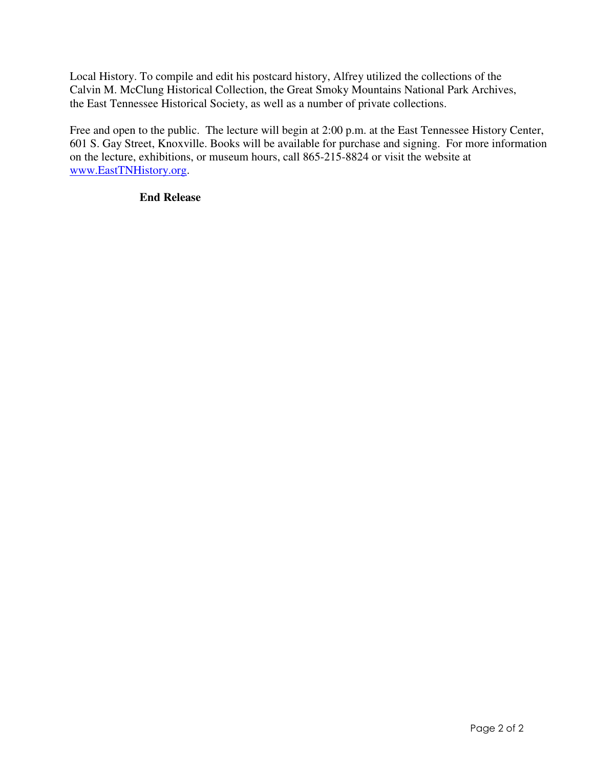Local History. To compile and edit his postcard history, Alfrey utilized the collections of the Calvin M. McClung Historical Collection, the Great Smoky Mountains National Park Archives, the East Tennessee Historical Society, as well as a number of private collections.

Free and open to the public. The lecture will begin at 2:00 p.m. at the East Tennessee History Center, 601 S. Gay Street, Knoxville. Books will be available for purchase and signing. For more information on the lecture, exhibitions, or museum hours, call 865-215-8824 or visit the website at www.EastTNHistory.org.

**End Release**